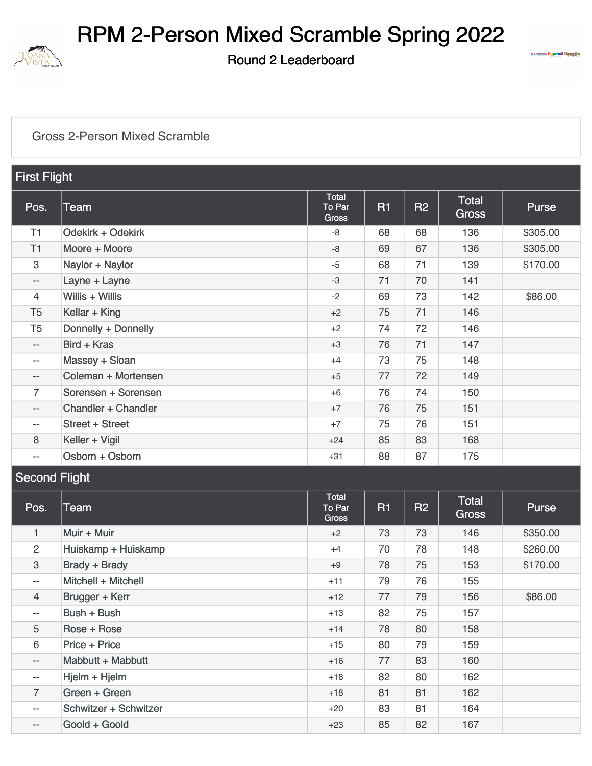# RPM 2-Person Mixed Scramble Spring 2022

## Round 2 Leaderboard

Gross 2-Person Mixed Scramble

### First Flight

| Pos. | Team | Total To Par Gross | R1 | R2 | Total Gross | Purse |
|---|---|---|---|---|---|---|
| T1 | Odekirk + Odekirk | -8 | 68 | 68 | 136 | $305.00 |
| T1 | Moore + Moore | -8 | 69 | 67 | 136 | $305.00 |
| 3 | Naylor + Naylor | -5 | 68 | 71 | 139 | $170.00 |
| -- | Layne + Layne | -3 | 71 | 70 | 141 | |
| 4 | Willis + Willis | -2 | 69 | 73 | 142 | $86.00 |
| T5 | Kellar + King | +2 | 75 | 71 | 146 | |
| T5 | Donnelly + Donnelly | +2 | 74 | 72 | 146 | |
| -- | Bird + Kras | +3 | 76 | 71 | 147 | |
| -- | Massey + Sloan | +4 | 73 | 75 | 148 | |
| -- | Coleman + Mortensen | +5 | 77 | 72 | 149 | |
| 7 | Sorensen + Sorensen | +6 | 76 | 74 | 150 | |
| -- | Chandler + Chandler | +7 | 76 | 75 | 151 | |
| -- | Street + Street | +7 | 75 | 76 | 151 | |
| 8 | Keller + Vigil | +24 | 85 | 83 | 168 | |
| -- | Osborn + Osborn | +31 | 88 | 87 | 175 | |

### Second Flight

| Pos. | Team | Total To Par Gross | R1 | R2 | Total Gross | Purse |
|---|---|---|---|---|---|---|
| 1 | Muir + Muir | +2 | 73 | 73 | 146 | $350.00 |
| 2 | Huiskamp + Huiskamp | +4 | 70 | 78 | 148 | $260.00 |
| 3 | Brady + Brady | +9 | 78 | 75 | 153 | $170.00 |
| -- | Mitchell + Mitchell | +11 | 79 | 76 | 155 | |
| 4 | Brugger + Kerr | +12 | 77 | 79 | 156 | $86.00 |
| -- | Bush + Bush | +13 | 82 | 75 | 157 | |
| 5 | Rose + Rose | +14 | 78 | 80 | 158 | |
| 6 | Price + Price | +15 | 80 | 79 | 159 | |
| -- | Mabbutt + Mabbutt | +16 | 77 | 83 | 160 | |
| -- | Hjelm + Hjelm | +18 | 82 | 80 | 162 | |
| 7 | Green + Green | +18 | 81 | 81 | 162 | |
| -- | Schwitzer + Schwitzer | +20 | 83 | 81 | 164 | |
| -- | Goold + Goold | +23 | 85 | 82 | 167 | |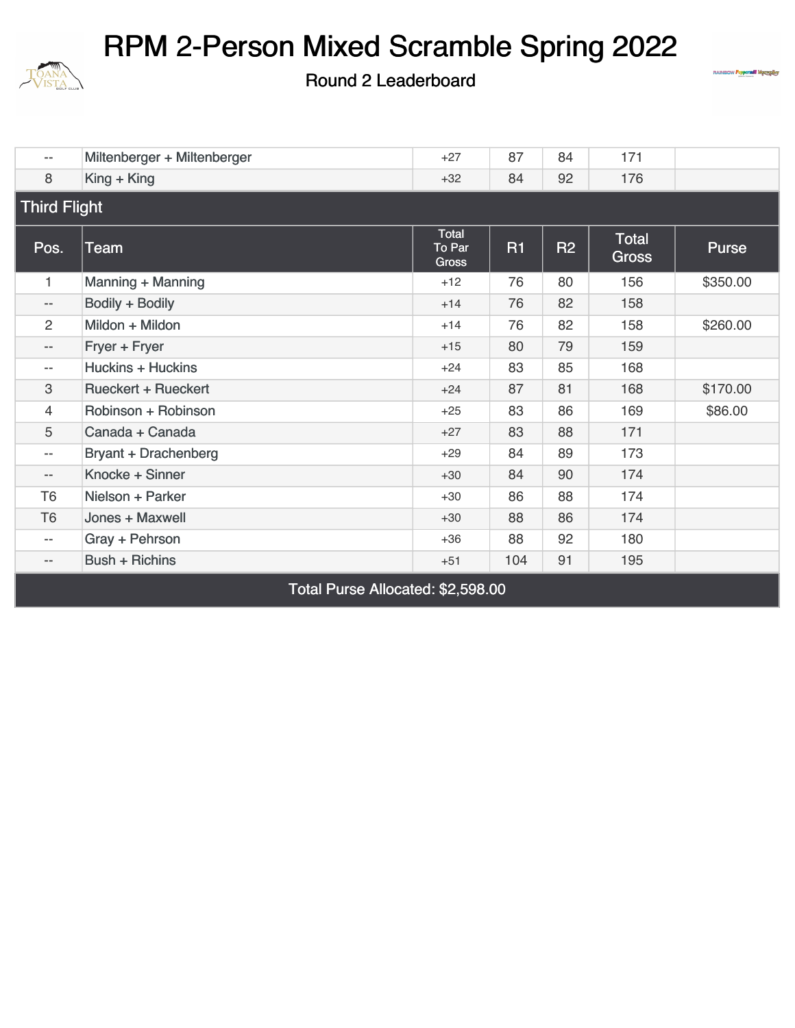# RPM 2-Person Mixed Scramble Spring 2022

Round 2 Leaderboard

| -- | Miltenberger + Miltenberger | +27 | 87 | 84 | 171 | |
|---|---|---|---|---|---|---|
| 8 | King + King | +32 | 84 | 92 | 176 | |

## Third Flight

| Pos. | Team | Total To Par Gross | R1 | R2 | Total Gross | Purse |
|---|---|---|---|---|---|---|
| 1 | Manning + Manning | +12 | 76 | 80 | 156 | $350.00 |
| -- | Bodily + Bodily | +14 | 76 | 82 | 158 | |
| 2 | Mildon + Mildon | +14 | 76 | 82 | 158 | $260.00 |
| -- | Fryer + Fryer | +15 | 80 | 79 | 159 | |
| -- | Huckins + Huckins | +24 | 83 | 85 | 168 | |
| 3 | Rueckert + Rueckert | +24 | 87 | 81 | 168 | $170.00 |
| 4 | Robinson + Robinson | +25 | 83 | 86 | 169 | $86.00 |
| 5 | Canada + Canada | +27 | 83 | 88 | 171 | |
| -- | Bryant + Drachenberg | +29 | 84 | 89 | 173 | |
| -- | Knocke + Sinner | +30 | 84 | 90 | 174 | |
| T6 | Nielson + Parker | +30 | 86 | 88 | 174 | |
| T6 | Jones + Maxwell | +30 | 88 | 86 | 174 | |
| -- | Gray + Pehrson | +36 | 88 | 92 | 180 | |
| -- | Bush + Richins | +51 | 104 | 91 | 195 | |

Total Purse Allocated: $2,598.00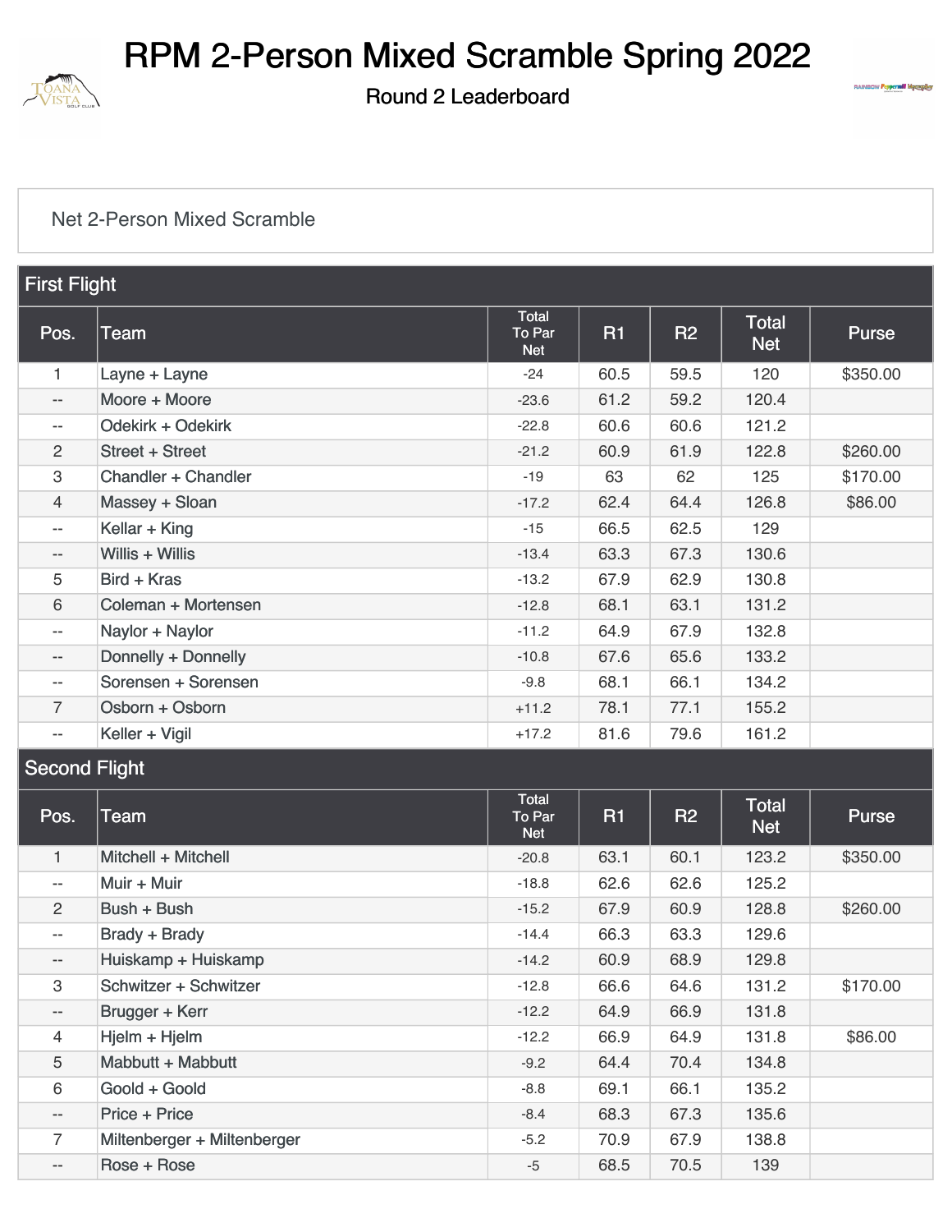# RPM 2-Person Mixed Scramble Spring 2022

## Round 2 Leaderboard

Net 2-Person Mixed Scramble

### First Flight

| Pos. | Team | Total To Par Net | R1 | R2 | Total Net | Purse |
|---|---|---|---|---|---|---|
| 1 | Layne + Layne | -24 | 60.5 | 59.5 | 120 | $350.00 |
| -- | Moore + Moore | -23.6 | 61.2 | 59.2 | 120.4 | |
| -- | Odekirk + Odekirk | -22.8 | 60.6 | 60.6 | 121.2 | |
| 2 | Street + Street | -21.2 | 60.9 | 61.9 | 122.8 | $260.00 |
| 3 | Chandler + Chandler | -19 | 63 | 62 | 125 | $170.00 |
| 4 | Massey + Sloan | -17.2 | 62.4 | 64.4 | 126.8 | $86.00 |
| -- | Kellar + King | -15 | 66.5 | 62.5 | 129 | |
| -- | Willis + Willis | -13.4 | 63.3 | 67.3 | 130.6 | |
| 5 | Bird + Kras | -13.2 | 67.9 | 62.9 | 130.8 | |
| 6 | Coleman + Mortensen | -12.8 | 68.1 | 63.1 | 131.2 | |
| -- | Naylor + Naylor | -11.2 | 64.9 | 67.9 | 132.8 | |
| -- | Donnelly + Donnelly | -10.8 | 67.6 | 65.6 | 133.2 | |
| -- | Sorensen + Sorensen | -9.8 | 68.1 | 66.1 | 134.2 | |
| 7 | Osborn + Osborn | +11.2 | 78.1 | 77.1 | 155.2 | |
| -- | Keller + Vigil | +17.2 | 81.6 | 79.6 | 161.2 | |

### Second Flight

| Pos. | Team | Total To Par Net | R1 | R2 | Total Net | Purse |
|---|---|---|---|---|---|---|
| 1 | Mitchell + Mitchell | -20.8 | 63.1 | 60.1 | 123.2 | $350.00 |
| -- | Muir + Muir | -18.8 | 62.6 | 62.6 | 125.2 | |
| 2 | Bush + Bush | -15.2 | 67.9 | 60.9 | 128.8 | $260.00 |
| -- | Brady + Brady | -14.4 | 66.3 | 63.3 | 129.6 | |
| -- | Huiskamp + Huiskamp | -14.2 | 60.9 | 68.9 | 129.8 | |
| 3 | Schwitzer + Schwitzer | -12.8 | 66.6 | 64.6 | 131.2 | $170.00 |
| -- | Brugger + Kerr | -12.2 | 64.9 | 66.9 | 131.8 | |
| 4 | Hjelm + Hjelm | -12.2 | 66.9 | 64.9 | 131.8 | $86.00 |
| 5 | Mabbutt + Mabbutt | -9.2 | 64.4 | 70.4 | 134.8 | |
| 6 | Goold + Goold | -8.8 | 69.1 | 66.1 | 135.2 | |
| -- | Price + Price | -8.4 | 68.3 | 67.3 | 135.6 | |
| 7 | Miltenberger + Miltenberger | -5.2 | 70.9 | 67.9 | 138.8 | |
| -- | Rose + Rose | -5 | 68.5 | 70.5 | 139 | |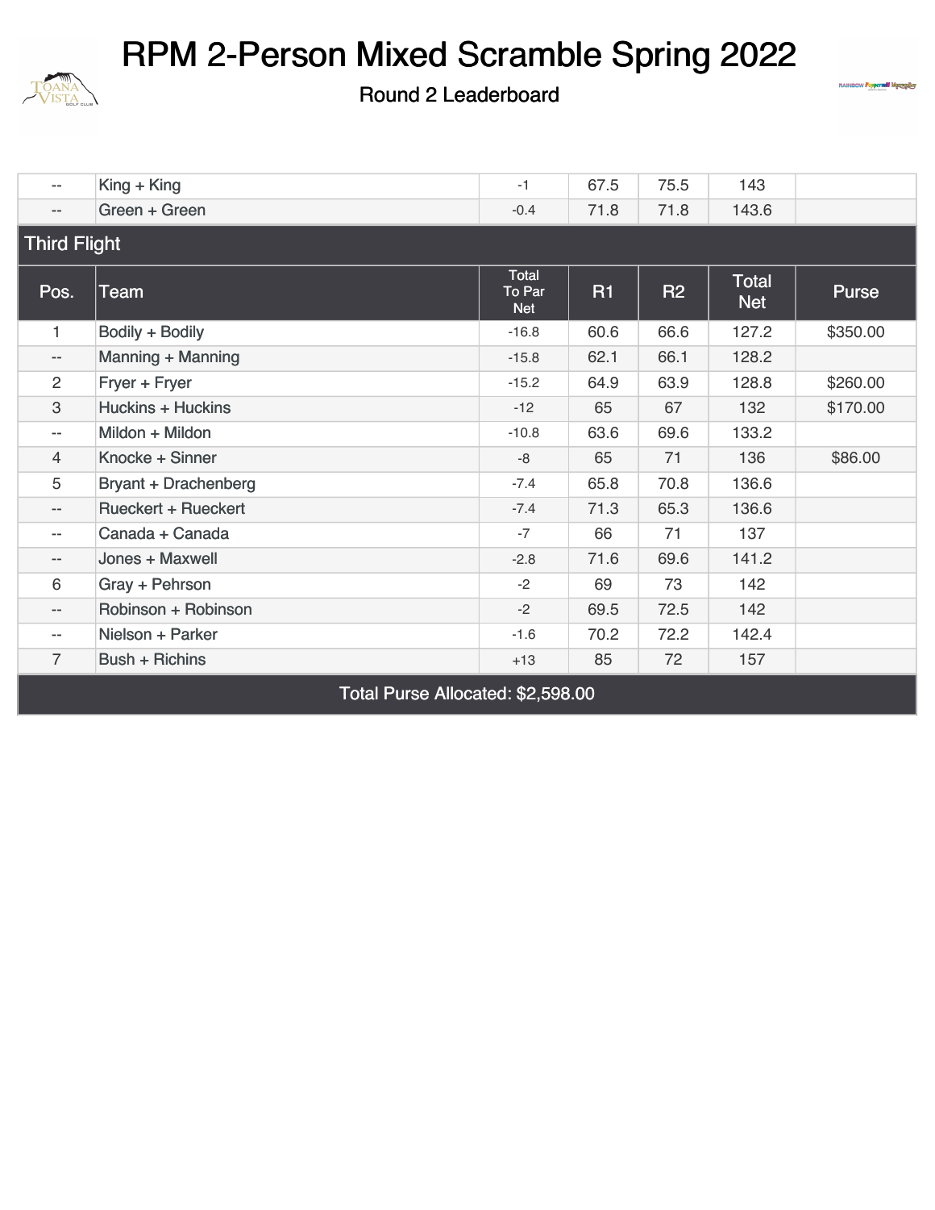# RPM 2-Person Mixed Scramble Spring 2022

Round 2 Leaderboard

| Pos. | Team | Total To Par Net | R1 | R2 | Total Net | Purse |
| --- | --- | --- | --- | --- | --- | --- |
| -- | King + King | -1 | 67.5 | 75.5 | 143 | |
| -- | Green + Green | -0.4 | 71.8 | 71.8 | 143.6 | |

## Third Flight

| Pos. | Team | Total To Par Net | R1 | R2 | Total Net | Purse |
| --- | --- | --- | --- | --- | --- | --- |
| 1 | Bodily + Bodily | -16.8 | 60.6 | 66.6 | 127.2 | $350.00 |
| -- | Manning + Manning | -15.8 | 62.1 | 66.1 | 128.2 | |
| 2 | Fryer + Fryer | -15.2 | 64.9 | 63.9 | 128.8 | $260.00 |
| 3 | Huckins + Huckins | -12 | 65 | 67 | 132 | $170.00 |
| -- | Mildon + Mildon | -10.8 | 63.6 | 69.6 | 133.2 | |
| 4 | Knocke + Sinner | -8 | 65 | 71 | 136 | $86.00 |
| 5 | Bryant + Drachenberg | -7.4 | 65.8 | 70.8 | 136.6 | |
| -- | Rueckert + Rueckert | -7.4 | 71.3 | 65.3 | 136.6 | |
| -- | Canada + Canada | -7 | 66 | 71 | 137 | |
| -- | Jones + Maxwell | -2.8 | 71.6 | 69.6 | 141.2 | |
| 6 | Gray + Pehrson | -2 | 69 | 73 | 142 | |
| -- | Robinson + Robinson | -2 | 69.5 | 72.5 | 142 | |
| -- | Nielson + Parker | -1.6 | 70.2 | 72.2 | 142.4 | |
| 7 | Bush + Richins | +13 | 85 | 72 | 157 | |

Total Purse Allocated: $2,598.00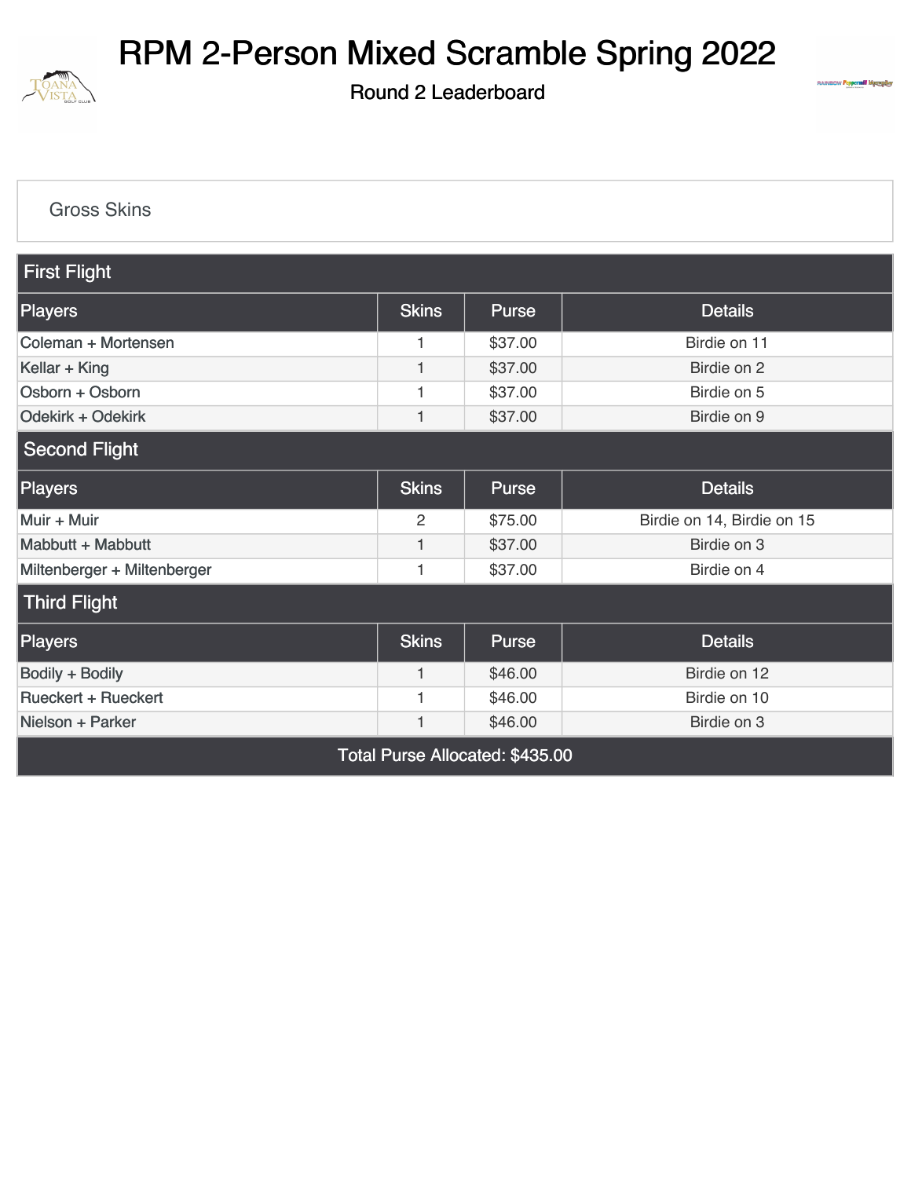# RPM 2-Person Mixed Scramble Spring 2022

## Round 2 Leaderboard

Gross Skins

### First Flight

| Players | Skins | Purse | Details |
|---|---|---|---|
| Coleman + Mortensen | 1 | $37.00 | Birdie on 11 |
| Kellar + King | 1 | $37.00 | Birdie on 2 |
| Osborn + Osborn | 1 | $37.00 | Birdie on 5 |
| Odekirk + Odekirk | 1 | $37.00 | Birdie on 9 |

### Second Flight

| Players | Skins | Purse | Details |
|---|---|---|---|
| Muir + Muir | 2 | $75.00 | Birdie on 14, Birdie on 15 |
| Mabbutt + Mabbutt | 1 | $37.00 | Birdie on 3 |
| Miltenberger + Miltenberger | 1 | $37.00 | Birdie on 4 |

### Third Flight

| Players | Skins | Purse | Details |
|---|---|---|---|
| Bodily + Bodily | 1 | $46.00 | Birdie on 12 |
| Rueckert + Rueckert | 1 | $46.00 | Birdie on 10 |
| Nielson + Parker | 1 | $46.00 | Birdie on 3 |

Total Purse Allocated: $435.00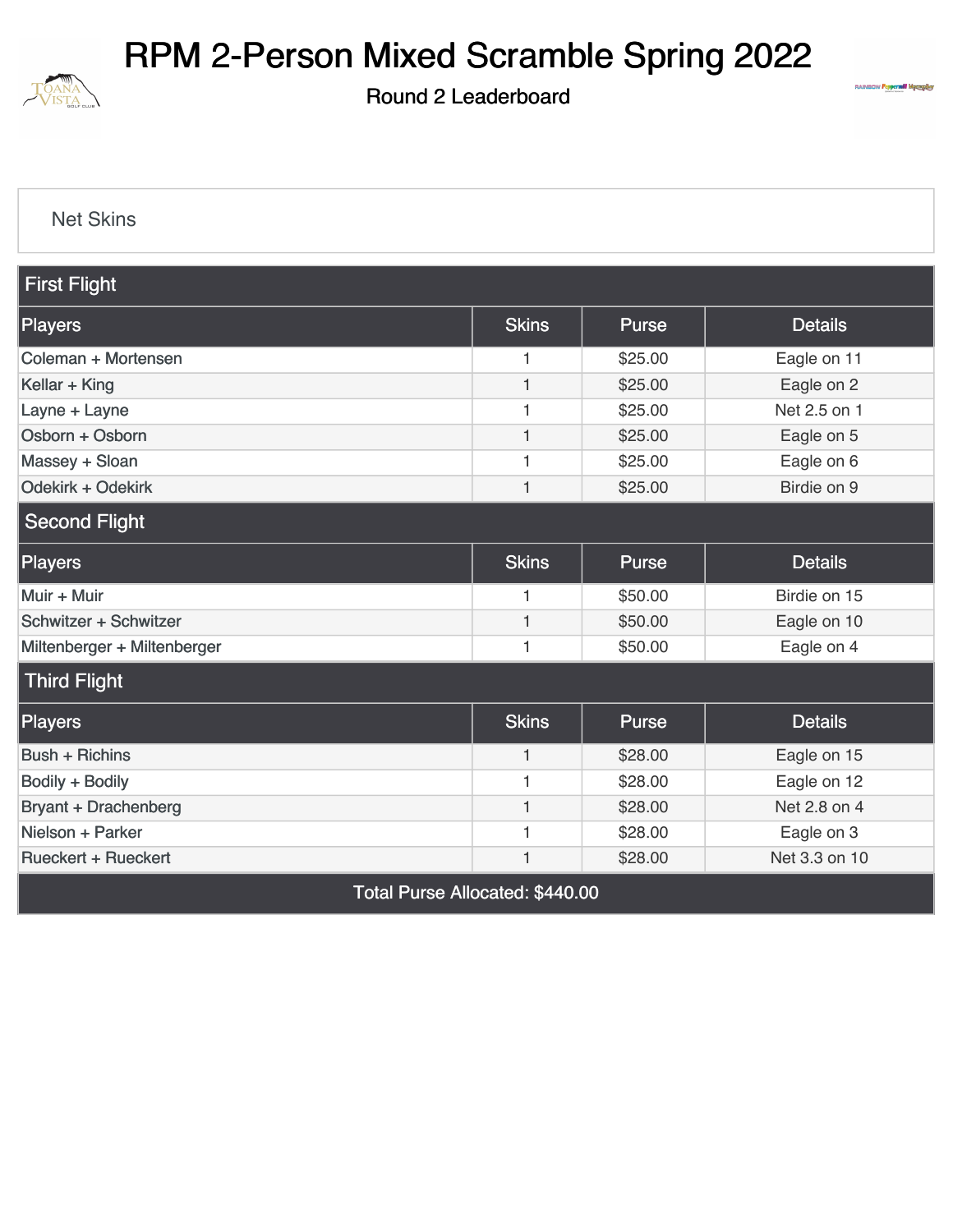# RPM 2-Person Mixed Scramble Spring 2022

Round 2 Leaderboard

Net Skins

## First Flight

| Players | Skins | Purse | Details |
|---|---|---|---|
| Coleman + Mortensen | 1 | $25.00 | Eagle on 11 |
| Kellar + King | 1 | $25.00 | Eagle on 2 |
| Layne + Layne | 1 | $25.00 | Net 2.5 on 1 |
| Osborn + Osborn | 1 | $25.00 | Eagle on 5 |
| Massey + Sloan | 1 | $25.00 | Eagle on 6 |
| Odekirk + Odekirk | 1 | $25.00 | Birdie on 9 |

## Second Flight

| Players | Skins | Purse | Details |
|---|---|---|---|
| Muir + Muir | 1 | $50.00 | Birdie on 15 |
| Schwitzer + Schwitzer | 1 | $50.00 | Eagle on 10 |
| Miltenberger + Miltenberger | 1 | $50.00 | Eagle on 4 |

## Third Flight

| Players | Skins | Purse | Details |
|---|---|---|---|
| Bush + Richins | 1 | $28.00 | Eagle on 15 |
| Bodily + Bodily | 1 | $28.00 | Eagle on 12 |
| Bryant + Drachenberg | 1 | $28.00 | Net 2.8 on 4 |
| Nielson + Parker | 1 | $28.00 | Eagle on 3 |
| Rueckert + Rueckert | 1 | $28.00 | Net 3.3 on 10 |

Total Purse Allocated: $440.00